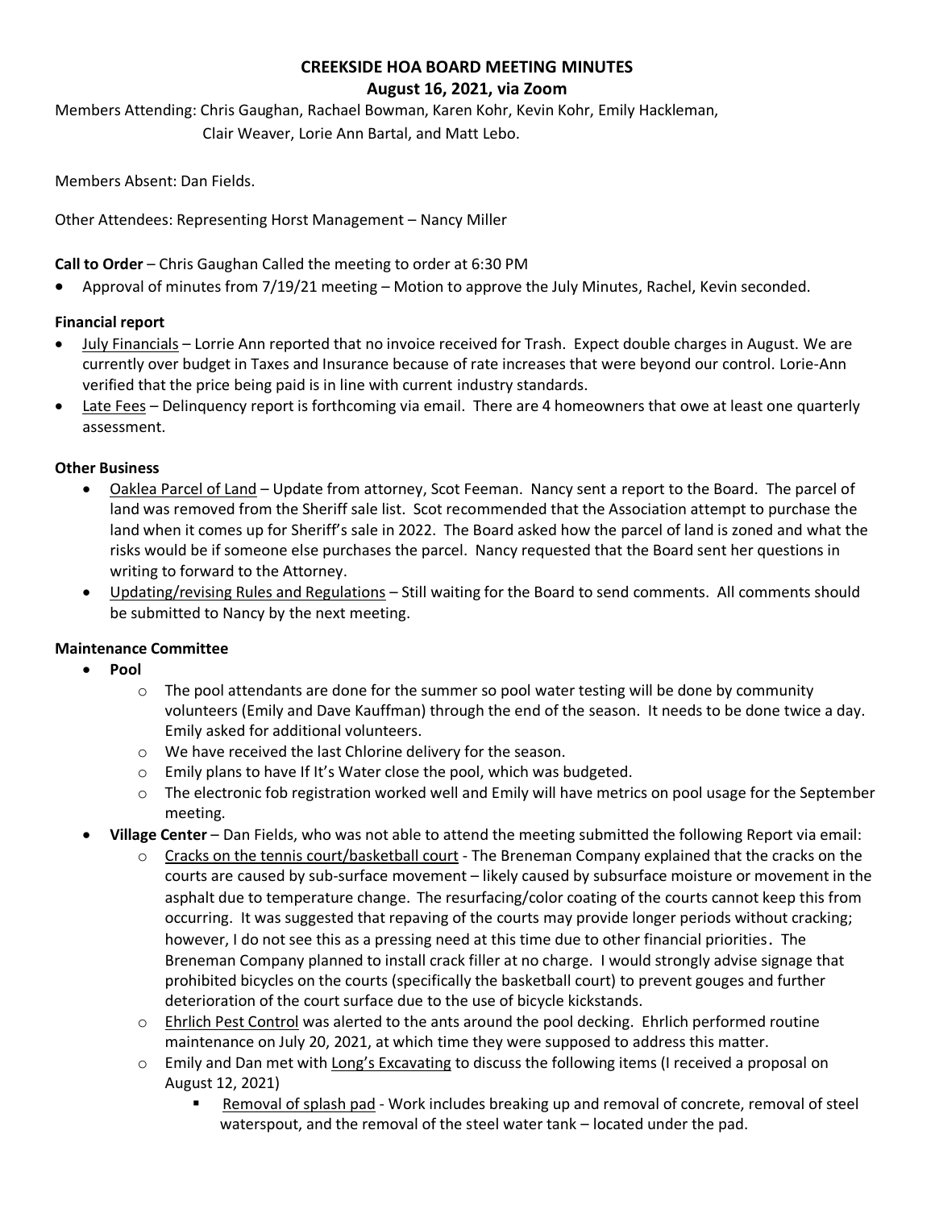# CREEKSIDE HOA BOARD MEETING MINUTES

## August 16, 2021, via Zoom

Members Attending: Chris Gaughan, Rachael Bowman, Karen Kohr, Kevin Kohr, Emily Hackleman, Clair Weaver, Lorie Ann Bartal, and Matt Lebo.

Members Absent: Dan Fields.

Other Attendees: Representing Horst Management – Nancy Miller

**Call to Order** – Chris Gaughan Called the meeting to order at 6:30 PM

- Approval of minutes from 7/19/21 meeting – Motion to approve the July Minutes, Rachel, Kevin seconded.

**Financial report**

- July Financials – Lorrie Ann reported that no invoice received for Trash. Expect double charges in August. We are currently over budget in Taxes and Insurance because of rate increases that were beyond our control. Lorie-Ann verified that the price being paid is in line with current industry standards.
- Late Fees – Delinquency report is forthcoming via email. There are 4 homeowners that owe at least one quarterly assessment.

**Other Business**

- Oaklea Parcel of Land – Update from attorney, Scot Feeman. Nancy sent a report to the Board. The parcel of land was removed from the Sheriff sale list. Scot recommended that the Association attempt to purchase the land when it comes up for Sheriff's sale in 2022. The Board asked how the parcel of land is zoned and what the risks would be if someone else purchases the parcel. Nancy requested that the Board sent her questions in writing to forward to the Attorney.
- Updating/revising Rules and Regulations – Still waiting for the Board to send comments. All comments should be submitted to Nancy by the next meeting.

**Maintenance Committee**

- **Pool**
  - The pool attendants are done for the summer so pool water testing will be done by community volunteers (Emily and Dave Kauffman) through the end of the season. It needs to be done twice a day. Emily asked for additional volunteers.
  - We have received the last Chlorine delivery for the season.
  - Emily plans to have If It's Water close the pool, which was budgeted.
  - The electronic fob registration worked well and Emily will have metrics on pool usage for the September meeting.
- **Village Center** – Dan Fields, who was not able to attend the meeting submitted the following Report via email:
  - Cracks on the tennis court/basketball court - The Breneman Company explained that the cracks on the courts are caused by sub-surface movement – likely caused by subsurface moisture or movement in the asphalt due to temperature change. The resurfacing/color coating of the courts cannot keep this from occurring. It was suggested that repaving of the courts may provide longer periods without cracking; however, I do not see this as a pressing need at this time due to other financial priorities. The Breneman Company planned to install crack filler at no charge. I would strongly advise signage that prohibited bicycles on the courts (specifically the basketball court) to prevent gouges and further deterioration of the court surface due to the use of bicycle kickstands.
  - Ehrlich Pest Control was alerted to the ants around the pool decking. Ehrlich performed routine maintenance on July 20, 2021, at which time they were supposed to address this matter.
  - Emily and Dan met with Long's Excavating to discuss the following items (I received a proposal on August 12, 2021)
    - Removal of splash pad - Work includes breaking up and removal of concrete, removal of steel waterspout, and the removal of the steel water tank – located under the pad.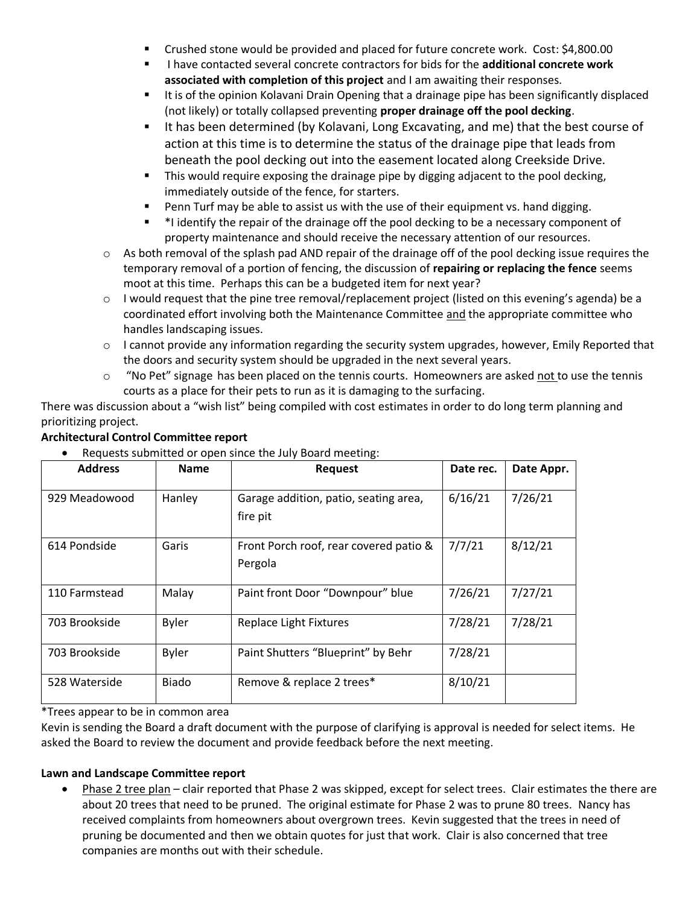- Crushed stone would be provided and placed for future concrete work. Cost: $4,800.00
    - I have contacted several concrete contractors for bids for the **additional concrete work associated with completion of this project** and I am awaiting their responses.
    - It is of the opinion Kolavani Drain Opening that a drainage pipe has been significantly displaced (not likely) or totally collapsed preventing **proper drainage off the pool decking**.
    - It has been determined (by Kolavani, Long Excavating, and me) that the best course of action at this time is to determine the status of the drainage pipe that leads from beneath the pool decking out into the easement located along Creekside Drive.
    - This would require exposing the drainage pipe by digging adjacent to the pool decking, immediately outside of the fence, for starters.
    - Penn Turf may be able to assist us with the use of their equipment vs. hand digging.
    - *I identify the repair of the drainage off the pool decking to be a necessary component of property maintenance and should receive the necessary attention of our resources.
  - As both removal of the splash pad AND repair of the drainage off of the pool decking issue requires the temporary removal of a portion of fencing, the discussion of **repairing or replacing the fence** seems moot at this time. Perhaps this can be a budgeted item for next year?
  - I would request that the pine tree removal/replacement project (listed on this evening's agenda) be a coordinated effort involving both the Maintenance Committee <u>and</u> the appropriate committee who handles landscaping issues.
  - I cannot provide any information regarding the security system upgrades, however, Emily Reported that the doors and security system should be upgraded in the next several years.
  - "No Pet" signage has been placed on the tennis courts. Homeowners are asked <u>not</u> to use the tennis courts as a place for their pets to run as it is damaging to the surfacing.

There was discussion about a "wish list" being compiled with cost estimates in order to do long term planning and prioritizing project.

**Architectural Control Committee report**

- Requests submitted or open since the July Board meeting:

| Address | Name | Request | Date rec. | Date Appr. |
|---|---|---|---|---|
| 929 Meadowood | Hanley | Garage addition, patio, seating area, fire pit | 6/16/21 | 7/26/21 |
| 614 Pondside | Garis | Front Porch roof, rear covered patio & Pergola | 7/7/21 | 8/12/21 |
| 110 Farmstead | Malay | Paint front Door "Downpour" blue | 7/26/21 | 7/27/21 |
| 703 Brookside | Byler | Replace Light Fixtures | 7/28/21 | 7/28/21 |
| 703 Brookside | Byler | Paint Shutters "Blueprint" by Behr | 7/28/21 | |
| 528 Waterside | Biado | Remove & replace 2 trees* | 8/10/21 | |

*Trees appear to be in common area

Kevin is sending the Board a draft document with the purpose of clarifying is approval is needed for select items. He asked the Board to review the document and provide feedback before the next meeting.

**Lawn and Landscape Committee report**

- <u>Phase 2 tree plan</u> – clair reported that Phase 2 was skipped, except for select trees. Clair estimates the there are about 20 trees that need to be pruned. The original estimate for Phase 2 was to prune 80 trees. Nancy has received complaints from homeowners about overgrown trees. Kevin suggested that the trees in need of pruning be documented and then we obtain quotes for just that work. Clair is also concerned that tree companies are months out with their schedule.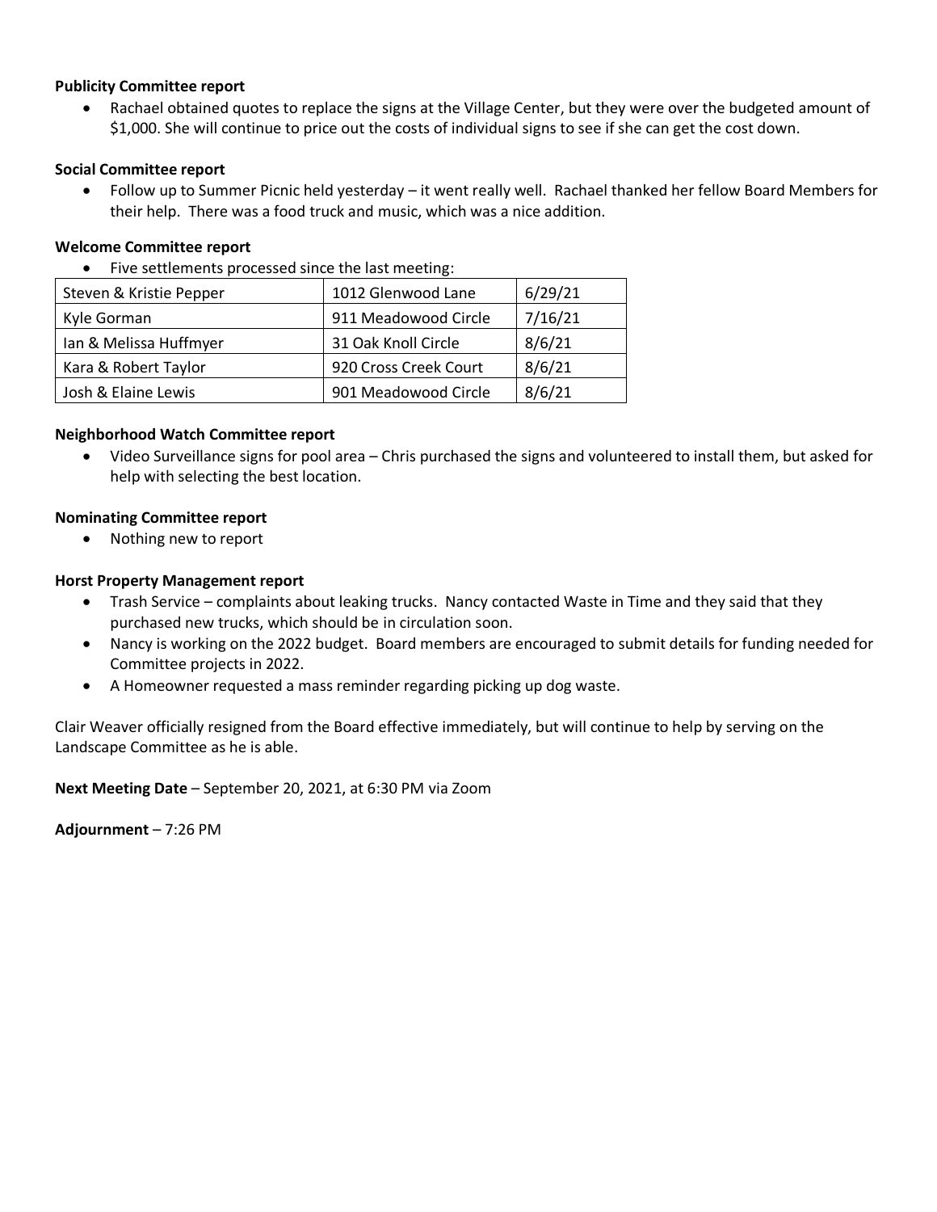**Publicity Committee report**

- Rachael obtained quotes to replace the signs at the Village Center, but they were over the budgeted amount of $1,000. She will continue to price out the costs of individual signs to see if she can get the cost down.

**Social Committee report**

- Follow up to Summer Picnic held yesterday – it went really well. Rachael thanked her fellow Board Members for their help. There was a food truck and music, which was a nice addition.

**Welcome Committee report**

- Five settlements processed since the last meeting:

| | | |
|---|---|---|
| Steven & Kristie Pepper | 1012 Glenwood Lane | 6/29/21 |
| Kyle Gorman | 911 Meadowood Circle | 7/16/21 |
| Ian & Melissa Huffmyer | 31 Oak Knoll Circle | 8/6/21 |
| Kara & Robert Taylor | 920 Cross Creek Court | 8/6/21 |
| Josh & Elaine Lewis | 901 Meadowood Circle | 8/6/21 |

**Neighborhood Watch Committee report**

- Video Surveillance signs for pool area – Chris purchased the signs and volunteered to install them, but asked for help with selecting the best location.

**Nominating Committee report**

- Nothing new to report

**Horst Property Management report**

- Trash Service – complaints about leaking trucks. Nancy contacted Waste in Time and they said that they purchased new trucks, which should be in circulation soon.
- Nancy is working on the 2022 budget. Board members are encouraged to submit details for funding needed for Committee projects in 2022.
- A Homeowner requested a mass reminder regarding picking up dog waste.

Clair Weaver officially resigned from the Board effective immediately, but will continue to help by serving on the Landscape Committee as he is able.

**Next Meeting Date** – September 20, 2021, at 6:30 PM via Zoom

**Adjournment** – 7:26 PM